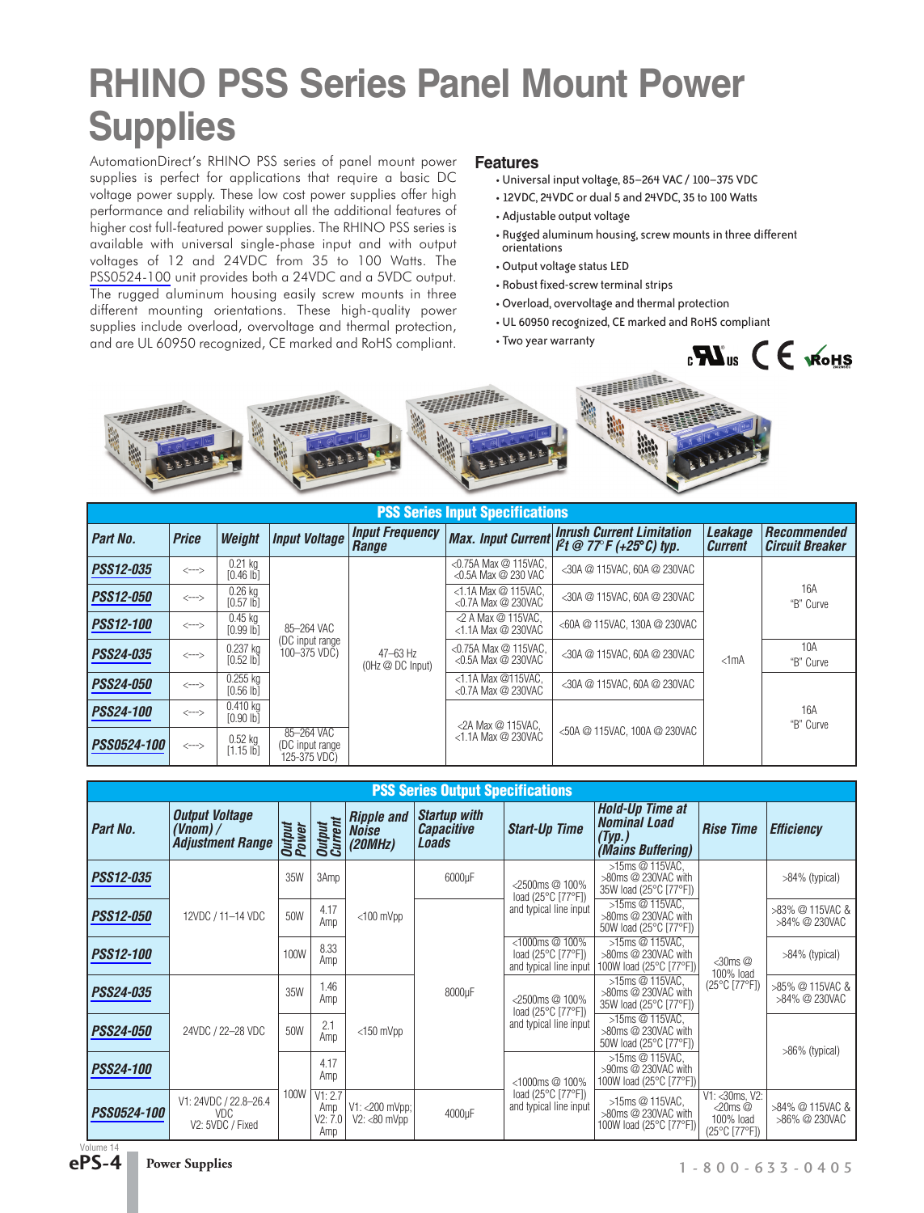# RHINO PSS Series Panel Mount Power Supplies

AutomationDirect's RHINO PSS series of panel mount power supplies is perfect for applications that require a basic DC voltage power supply. These low cost power supplies offer high performance and reliability without all the additional features of higher cost full-featured power supplies. The RHINO PSS series is available with universal single-phase input and with output voltages of 12 and 24VDC from 35 to 100 Watts. The PSS0524-100 unit provides both a 24VDC and a 5VDC output. The rugged aluminum housing easily screw mounts in three different mounting orientations. These high-quality power supplies include overload, overvoltage and thermal protection, and are UL 60950 recognized, CE marked and RoHS compliant.

## Features

- Universal input voltage, 85–264 VAC / 100–375 VDC
- 12VDC, 24VDC or dual 5 and 24VDC, 35 to 100 Watts
- Adjustable output voltage
- Rugged aluminum housing, screw mounts in three different orientations
- Output voltage status LED
- Robust fixed-screw terminal strips
- Overload, overvoltage and thermal protection
- UL 60950 recognized, CE marked and RoHS compliant
- Two year warranty

**PSS Series Input Specifications**

| Part No. | Price | Weight | Input Voltage | Input Frequency Range | Max. Input Current | Inrush Current Limitation $I^2t$ @ 77°F (+25°C) typ. | Leakage Current | Recommended Circuit Breaker |
|---|---|---|---|---|---|---|---|---|
| PSS12-035 | <---> | 0.21 kg [0.46 lb] | 85–264 VAC (DC input range 100–375 VDC) | 47–63 Hz (0Hz @ DC Input) | <0.75A Max @ 115VAC, <0.5A Max @ 230 VAC | <30A @ 115VAC, 60A @ 230VAC | <1mA | 16A "B" Curve |
| PSS12-050 | <---> | 0.26 kg [0.57 lb] | | | <1.1A Max @ 115VAC, <0.7A Max @ 230VAC | <30A @ 115VAC, 60A @ 230VAC | | |
| PSS12-100 | <---> | 0.45 kg [0.99 lb] | | | <2 A Max @ 115VAC, <1.1A Max @ 230VAC | <60A @ 115VAC, 130A @ 230VAC | | |
| PSS24-035 | <---> | 0.237 kg [0.52 lb] | | | <0.75A Max @ 115VAC, <0.5A Max @ 230VAC | <30A @ 115VAC, 60A @ 230VAC | | 10A "B" Curve |
| PSS24-050 | <---> | 0.255 kg [0.56 lb] | | | <1.1A Max @115VAC, <0.7A Max @ 230VAC | <30A @ 115VAC, 60A @ 230VAC | | 16A "B" Curve |
| PSS24-100 | <---> | 0.410 kg [0.90 lb] | | | <2A Max @ 115VAC, <1.1A Max @ 230VAC | <50A @ 115VAC, 100A @ 230VAC | | |
| PSS0524-100 | <---> | 0.52 kg [1.15 lb] | 85–264 VAC (DC input range 125-375 VDC) | | | | | |

**PSS Series Output Specifications**

| Part No. | Output Voltage (Vnom) / Adjustment Range | Output Power | Output Current | Ripple and Noise (20MHz) | Startup with Capacitive Loads | Start-Up Time | Hold-Up Time at Nominal Load (Typ.) (Mains Buffering) | Rise Time | Efficiency |
|---|---|---|---|---|---|---|---|---|---|
| PSS12-035 | 12VDC / 11–14 VDC | 35W | 3Amp | <100 mVpp | 6000µF | <2500ms @ 100% load (25°C [77°F]) and typical line input | >15ms @ 115VAC, >80ms @ 230VAC with 35W load (25°C [77°F]) | <30ms @ 100% load (25°C [77°F]) | >84% (typical) |
| PSS12-050 | | 50W | 4.17 Amp | | | | >15ms @ 115VAC, >80ms @ 230VAC with 50W load (25°C [77°F]) | | >83% @ 115VAC & >84% @ 230VAC |
| PSS12-100 | | 100W | 8.33 Amp | | | <1000ms @ 100% load (25°C [77°F]) and typical line input | >15ms @ 115VAC, >80ms @ 230VAC with 100W load (25°C [77°F]) | | >84% (typical) |
| PSS24-035 | 24VDC / 22–28 VDC | 35W | 1.46 Amp | <150 mVpp | 8000µF | <2500ms @ 100% load (25°C [77°F]) and typical line input | >15ms @ 115VAC, >80ms @ 230VAC with 35W load (25°C [77°F]) | | >85% @ 115VAC & >84% @ 230VAC |
| PSS24-050 | | 50W | 2.1 Amp | | | | >15ms @ 115VAC, >80ms @ 230VAC with 50W load (25°C [77°F]) | | >86% (typical) |
| PSS24-100 | | 100W | 4.17 Amp | | | <1000ms @ 100% load (25°C [77°F]) and typical line input | >15ms @ 115VAC, >90ms @ 230VAC with 100W load (25°C [77°F]) | | |
| PSS0524-100 | V1: 24VDC / 22.8–26.4 VDC V2: 5VDC / Fixed | | V1: 2.7 Amp V2: 7.0 Amp | V1: <200 mVpp; V2: <80 mVpp | 4000µF | | >15ms @ 115VAC, >80ms @ 230VAC with 100W load (25°C [77°F]) | V1: <30ms, V2: <20ms @ 100% load (25°C [77°F]) | >84% @ 115VAC & >86% @ 230VAC |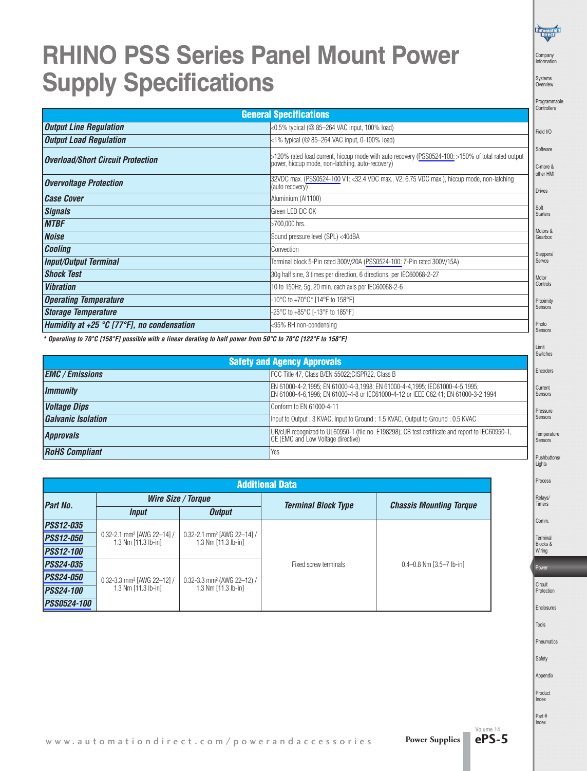# RHINO PSS Series Panel Mount Power Supply Specifications

| General Specifications | |
|---|---|
| ***Output Line Regulation*** | <0.5% typical (@ 85–264 VAC input, 100% load) |
| ***Output Load Regulation*** | <1% typical (@ 85–264 VAC input, 0-100% load) |
| ***Overload/Short Circuit Protection*** | >120% rated load current, hiccup mode with auto recovery (PSS0524-100: >150% of total rated output power, hiccup mode, non-latching, auto-recovery) |
| ***Overvoltage Protection*** | 32VDC max. (PSS0524-100 V1: <32.4 VDC max., V2: 6.75 VDC max.), hiccup mode, non-latching (auto recovery) |
| ***Case Cover*** | Aluminium (Al1100) |
| ***Signals*** | Green LED DC OK |
| ***MTBF*** | >700,000 hrs. |
| ***Noise*** | Sound pressure level (SPL) <40dBA |
| ***Cooling*** | Convection |
| ***Input/Output Terminal*** | Terminal block 5-Pin rated 300V/20A (PSS0524-100: 7-Pin rated 300V/15A) |
| ***Shock Test*** | 30g half sine, 3 times per direction, 6 directions, per IEC60068-2-27 |
| ***Vibration*** | 10 to 150Hz, 5g, 20 min. each axis per IEC60068-2-6 |
| ***Operating Temperature*** | -10°C to +70°C* [14°F to 158°F] |
| ***Storage Temperature*** | -25°C to +85°C [-13°F to 185°F] |
| ***Humidity at +25 °C [77°F], no condensation*** | <95% RH non-condensing |

*\* Operating to 70°C [158°F] possible with a linear derating to half power from 50°C to 70°C [122°F to 158°F]*

| Safety and Agency Approvals | |
|---|---|
| ***EMC / Emissions*** | FCC Title 47, Class B/EN 55022;CISPR22, Class B |
| ***Immunity*** | EN 61000-4-2,1995; EN 61000-4-3,1998; EN 61000-4-4,1995; IEC61000-4-5,1995; EN 61000-4-6,1996; EN 61000-4-8 or IEC61000-4-12 or IEEE C62.41; EN 61000-3-2,1994 |
| ***Voltage Dips*** | Conform to EN 61000-4-11 |
| ***Galvanic Isolation*** | Input to Output : 3 KVAC, Input to Ground : 1.5 KVAC, Output to Ground : 0.5 KVAC |
| ***Approvals*** | UR/cUR recognized to UL60950-1 (file no. E198298); CB test certificate and report to IEC60950-1, CE (EMC and Low Voltage directive) |
| ***RoHS Compliant*** | Yes |

| Additional Data | | | | |
|---|---|---|---|---|
| ***Part No.*** | ***Wire Size / Torque*** | | ***Terminal Block Type*** | ***Chassis Mounting Torque*** |
| | ***Input*** | ***Output*** | | |
| ***PSS12-035*** | 0.32-2.1 mm² [AWG 22–14] / 1.3 Nm [11.3 lb-in] | 0.32-2.1 mm² [AWG 22–14] / 1.3 Nm [11.3 lb-in] | Fixed screw terminals | 0.4–0.8 Nm [3.5–7 lb-in] |
| ***PSS12-050*** | | | | |
| ***PSS12-100*** | | | | |
| ***PSS24-035*** | 0.32-3.3 mm² [AWG 22–12] / 1.3 Nm [11.3 lb-in] | 0.32-3.3 mm² (AWG 22–12) / 1.3 Nm [11.3 lb-in] | | |
| ***PSS24-050*** | | | | |
| ***PSS24-100*** | | | | |
| ***PSS0524-100*** | | | | |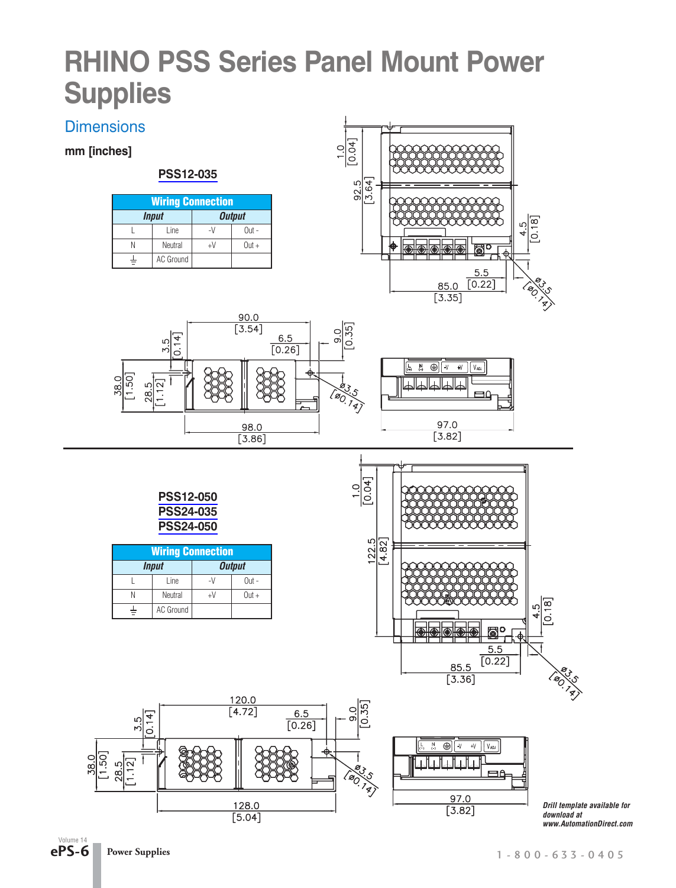# RHINO PSS Series Panel Mount Power Supplies

## Dimensions

**mm [inches]**

### PSS12-035

| Wiring Connection | | | |
|---|---|---|---|
| ***Input*** | | ***Output*** | |
| L | Line | -V | Out - |
| N | Neutral | +V | Out + |
| ⏚ | AC Ground | | |

### PSS12-050
### PSS24-035
### PSS24-050

| Wiring Connection | | | |
|---|---|---|---|
| ***Input*** | | ***Output*** | |
| L | Line | -V | Out - |
| N | Neutral | +V | Out + |
| ⏚ | AC Ground | | |

***Drill template available for download at www.AutomationDirect.com***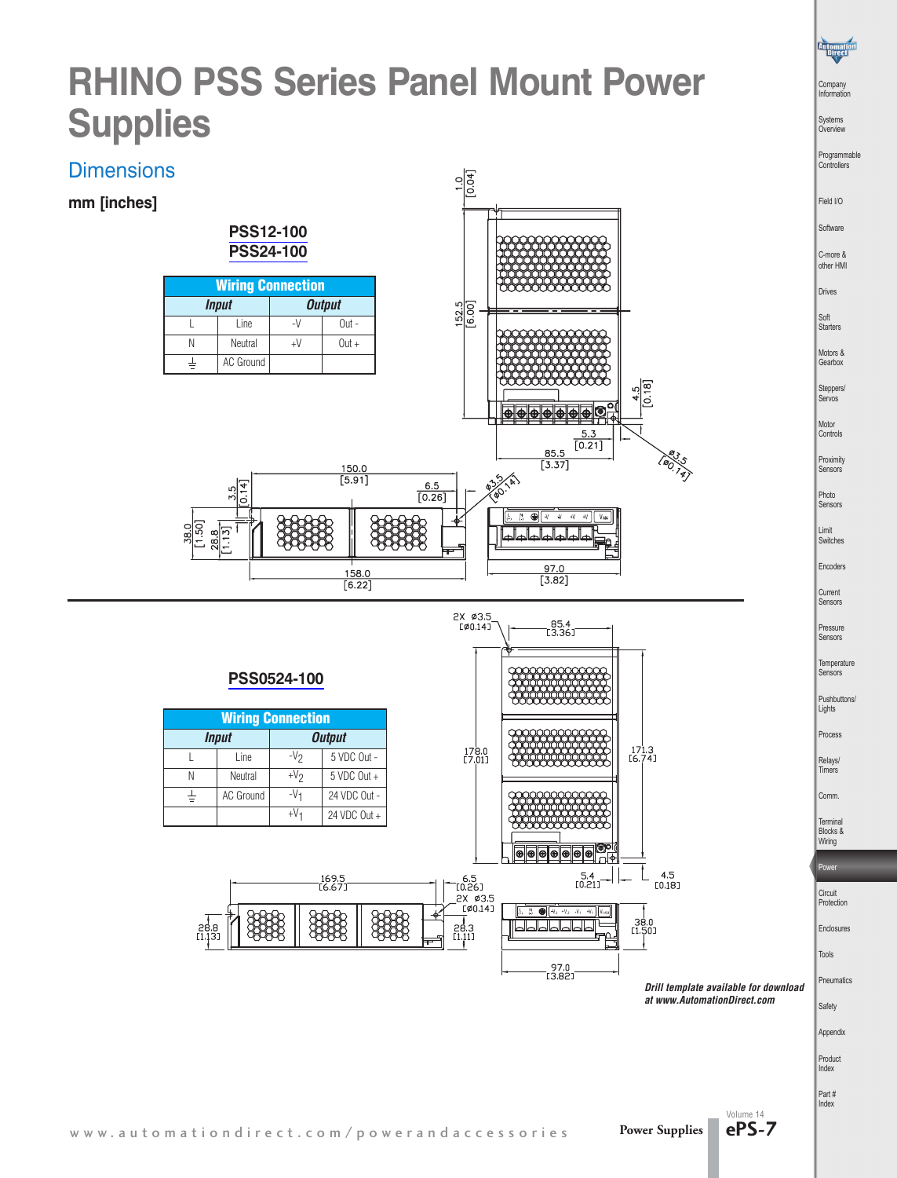# RHINO PSS Series Panel Mount Power Supplies

## Dimensions

**mm [inches]**

### PSS12-100
### PSS24-100

| Wiring Connection | | | |
|---|---|---|---|
| **Input** | | **Output** | |
| L | Line | -V | Out - |
| N | Neutral | +V | Out + |
| ⏚ | AC Ground | | |

1.0 [0.04]
152.5 [6.00]
4.5 [0.18]
5.3 [0.21]
85.5 [3.37]
Ø3.5 [Ø0.14]
150.0 [5.91]
3.5 [0.14]
6.5 [0.26]
Ø3.5 [Ø0.14]
38.0 [1.50]
28.8 [1.13]
158.0 [6.22]
97.0 [3.82]

### PSS0524-100

| Wiring Connection | | | |
|---|---|---|---|
| **Input** | | **Output** | |
| L | Line | $-V_2$ | 5 VDC Out - |
| N | Neutral | $+V_2$ | 5 VDC Out + |
| ⏚ | AC Ground | $-V_1$ | 24 VDC Out - |
| | | $+V_1$ | 24 VDC Out + |

2X Ø3.5 [Ø0.14]
85.4 [3.36]
178.0 [7.01]
171.3 [6.74]
5.4 [0.21]
4.5 [0.18]
169.5 [6.67]
6.5 [0.26]
2X Ø3.5 [Ø0.14]
28.8 [1.13]
28.3 [1.11]
38.0 [1.50]
97.0 [3.82]

***Drill template available for download at www.AutomationDirect.com***